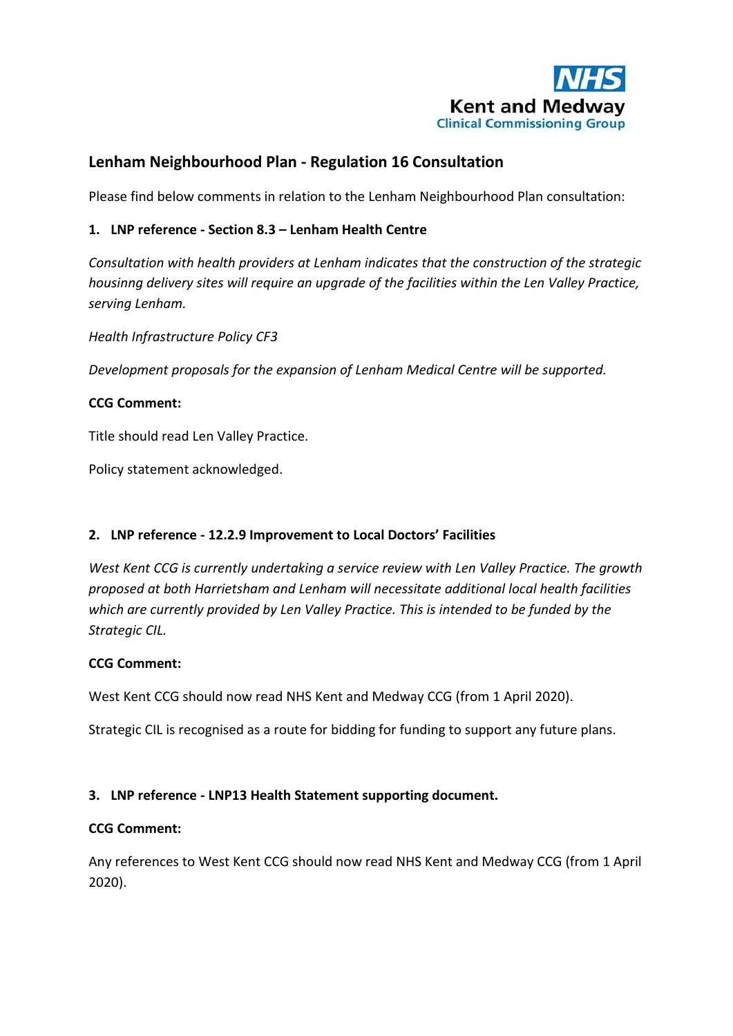NHS

Kent and Medway
Clinical Commissioning Group

## Lenham Neighbourhood Plan - Regulation 16 Consultation

Please find below comments in relation to the Lenham Neighbourhood Plan consultation:

### 1. LNP reference - Section 8.3 – Lenham Health Centre

*Consultation with health providers at Lenham indicates that the construction of the strategic housinng delivery sites will require an upgrade of the facilities within the Len Valley Practice, serving Lenham.*

*Health Infrastructure Policy CF3*

*Development proposals for the expansion of Lenham Medical Centre will be supported.*

**CCG Comment:**

Title should read Len Valley Practice.

Policy statement acknowledged.

### 2. LNP reference - 12.2.9 Improvement to Local Doctors' Facilities

*West Kent CCG is currently undertaking a service review with Len Valley Practice. The growth proposed at both Harrietsham and Lenham will necessitate additional local health facilities which are currently provided by Len Valley Practice. This is intended to be funded by the Strategic CIL.*

**CCG Comment:**

West Kent CCG should now read NHS Kent and Medway CCG (from 1 April 2020).

Strategic CIL is recognised as a route for bidding for funding to support any future plans.

### 3. LNP reference - LNP13 Health Statement supporting document.

**CCG Comment:**

Any references to West Kent CCG should now read NHS Kent and Medway CCG (from 1 April 2020).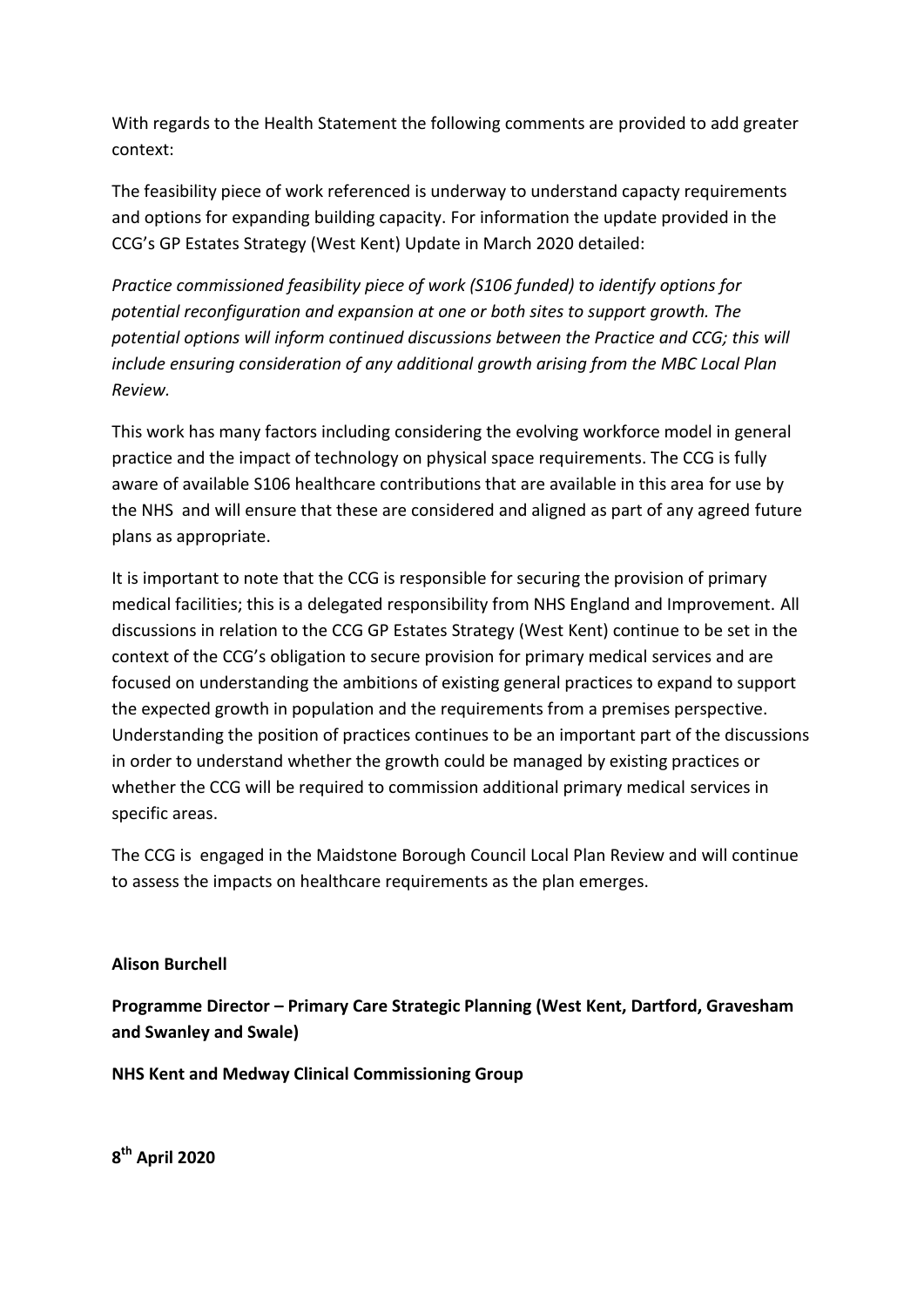With regards to the Health Statement the following comments are provided to add greater context:

The feasibility piece of work referenced is underway to understand capacty requirements and options for expanding building capacity. For information the update provided in the CCG's GP Estates Strategy (West Kent) Update in March 2020 detailed:

*Practice commissioned feasibility piece of work (S106 funded) to identify options for potential reconfiguration and expansion at one or both sites to support growth. The potential options will inform continued discussions between the Practice and CCG; this will include ensuring consideration of any additional growth arising from the MBC Local Plan Review.*

This work has many factors including considering the evolving workforce model in general practice and the impact of technology on physical space requirements. The CCG is fully aware of available S106 healthcare contributions that are available in this area for use by the NHS and will ensure that these are considered and aligned as part of any agreed future plans as appropriate.

It is important to note that the CCG is responsible for securing the provision of primary medical facilities; this is a delegated responsibility from NHS England and Improvement. All discussions in relation to the CCG GP Estates Strategy (West Kent) continue to be set in the context of the CCG's obligation to secure provision for primary medical services and are focused on understanding the ambitions of existing general practices to expand to support the expected growth in population and the requirements from a premises perspective. Understanding the position of practices continues to be an important part of the discussions in order to understand whether the growth could be managed by existing practices or whether the CCG will be required to commission additional primary medical services in specific areas.

The CCG is engaged in the Maidstone Borough Council Local Plan Review and will continue to assess the impacts on healthcare requirements as the plan emerges.

**Alison Burchell**

**Programme Director – Primary Care Strategic Planning (West Kent, Dartford, Gravesham and Swanley and Swale)**

**NHS Kent and Medway Clinical Commissioning Group**

**8th April 2020**